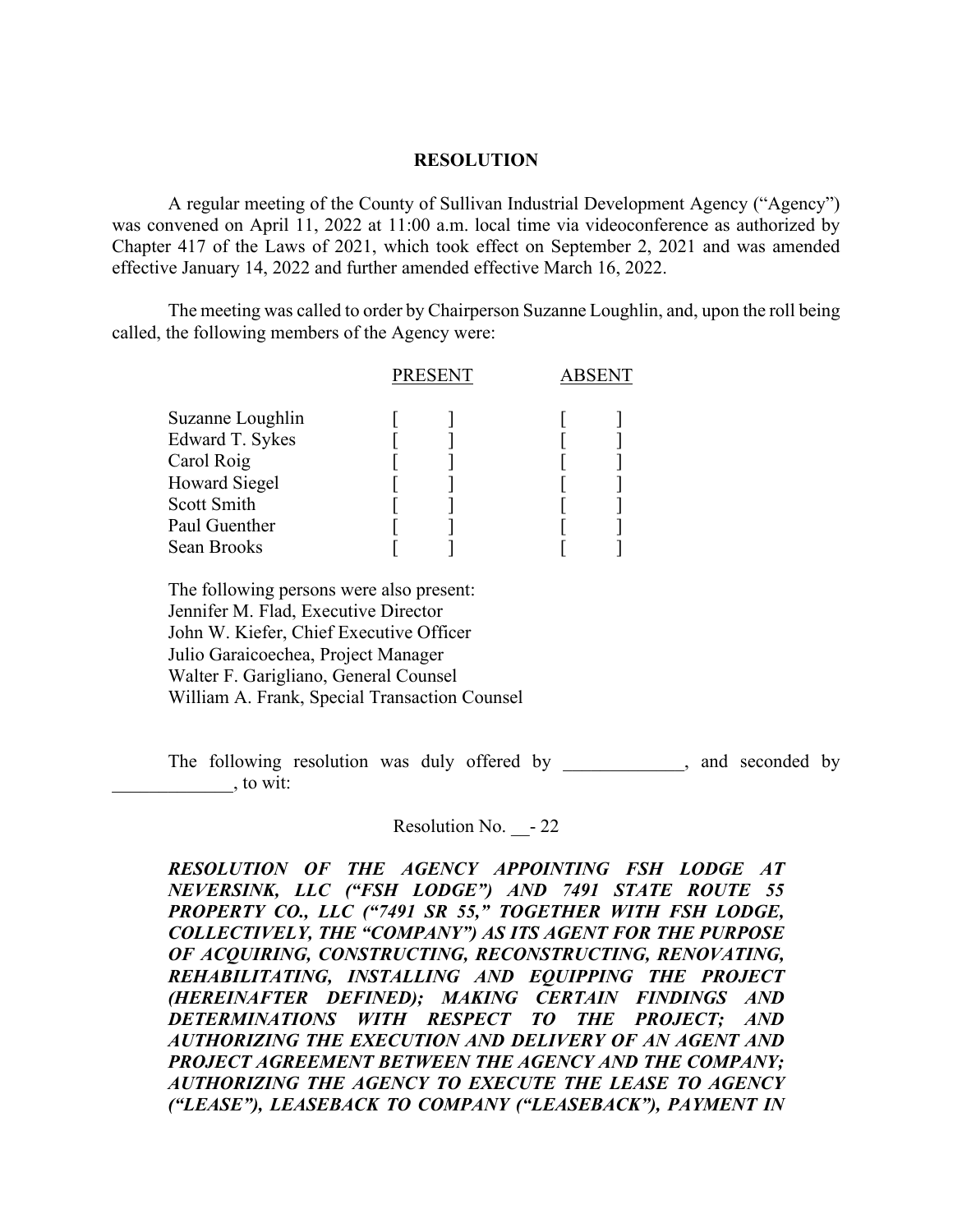**RESOLUTION**

A regular meeting of the County of Sullivan Industrial Development Agency ("Agency") was convened on April 11, 2022 at 11:00 a.m. local time via videoconference as authorized by Chapter 417 of the Laws of 2021, which took effect on September 2, 2021 and was amended effective January 14, 2022 and further amended effective March 16, 2022.

The meeting was called to order by Chairperson Suzanne Loughlin, and, upon the roll being called, the following members of the Agency were:

| | PRESENT | ABSENT |
|---|---|---|
| Suzanne Loughlin | [ ] | [ ] |
| Edward T. Sykes | [ ] | [ ] |
| Carol Roig | [ ] | [ ] |
| Howard Siegel | [ ] | [ ] |
| Scott Smith | [ ] | [ ] |
| Paul Guenther | [ ] | [ ] |
| Sean Brooks | [ ] | [ ] |

The following persons were also present:
Jennifer M. Flad, Executive Director
John W. Kiefer, Chief Executive Officer
Julio Garaicoechea, Project Manager
Walter F. Garigliano, General Counsel
William A. Frank, Special Transaction Counsel

The following resolution was duly offered by _____________, and seconded by _____________, to wit:

Resolution No. __- 22

***RESOLUTION OF THE AGENCY APPOINTING FSH LODGE AT NEVERSINK, LLC ("FSH LODGE") AND 7491 STATE ROUTE 55 PROPERTY CO., LLC ("7491 SR 55," TOGETHER WITH FSH LODGE, COLLECTIVELY, THE "COMPANY") AS ITS AGENT FOR THE PURPOSE OF ACQUIRING, CONSTRUCTING, RECONSTRUCTING, RENOVATING, REHABILITATING, INSTALLING AND EQUIPPING THE PROJECT (HEREINAFTER DEFINED); MAKING CERTAIN FINDINGS AND DETERMINATIONS WITH RESPECT TO THE PROJECT; AND AUTHORIZING THE EXECUTION AND DELIVERY OF AN AGENT AND PROJECT AGREEMENT BETWEEN THE AGENCY AND THE COMPANY; AUTHORIZING THE AGENCY TO EXECUTE THE LEASE TO AGENCY ("LEASE"), LEASEBACK TO COMPANY ("LEASEBACK"), PAYMENT IN***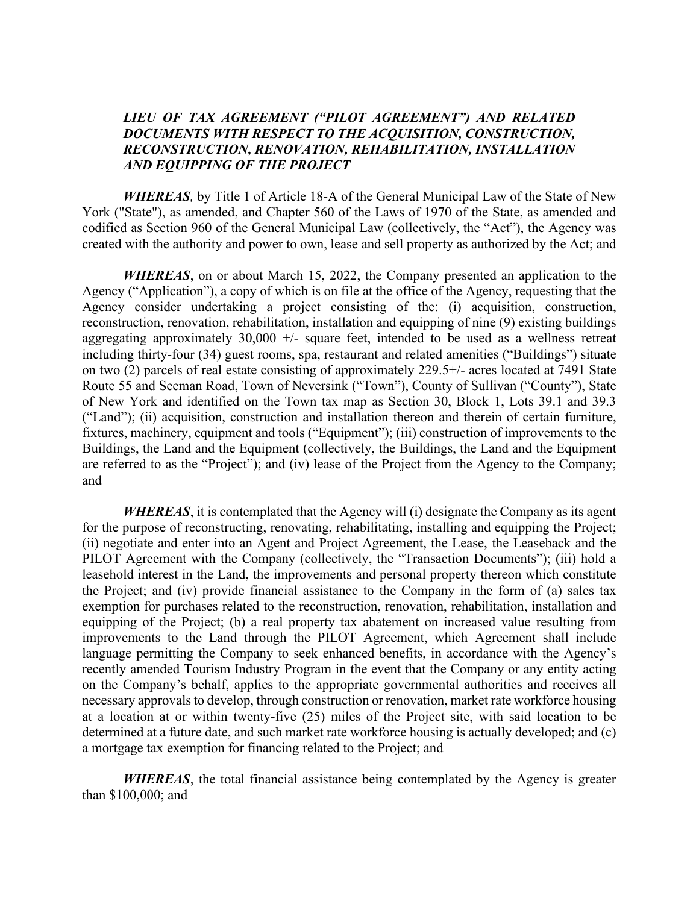***LIEU OF TAX AGREEMENT ("PILOT AGREEMENT") AND RELATED DOCUMENTS WITH RESPECT TO THE ACQUISITION, CONSTRUCTION, RECONSTRUCTION, RENOVATION, REHABILITATION, INSTALLATION AND EQUIPPING OF THE PROJECT***

***WHEREAS**,* by Title 1 of Article 18-A of the General Municipal Law of the State of New York ("State"), as amended, and Chapter 560 of the Laws of 1970 of the State, as amended and codified as Section 960 of the General Municipal Law (collectively, the "Act"), the Agency was created with the authority and power to own, lease and sell property as authorized by the Act; and

***WHEREAS***, on or about March 15, 2022, the Company presented an application to the Agency ("Application"), a copy of which is on file at the office of the Agency, requesting that the Agency consider undertaking a project consisting of the: (i) acquisition, construction, reconstruction, renovation, rehabilitation, installation and equipping of nine (9) existing buildings aggregating approximately 30,000 +/- square feet, intended to be used as a wellness retreat including thirty-four (34) guest rooms, spa, restaurant and related amenities ("Buildings") situate on two (2) parcels of real estate consisting of approximately 229.5+/- acres located at 7491 State Route 55 and Seeman Road, Town of Neversink ("Town"), County of Sullivan ("County"), State of New York and identified on the Town tax map as Section 30, Block 1, Lots 39.1 and 39.3 ("Land"); (ii) acquisition, construction and installation thereon and therein of certain furniture, fixtures, machinery, equipment and tools ("Equipment"); (iii) construction of improvements to the Buildings, the Land and the Equipment (collectively, the Buildings, the Land and the Equipment are referred to as the "Project"); and (iv) lease of the Project from the Agency to the Company; and

***WHEREAS***, it is contemplated that the Agency will (i) designate the Company as its agent for the purpose of reconstructing, renovating, rehabilitating, installing and equipping the Project; (ii) negotiate and enter into an Agent and Project Agreement, the Lease, the Leaseback and the PILOT Agreement with the Company (collectively, the "Transaction Documents"); (iii) hold a leasehold interest in the Land, the improvements and personal property thereon which constitute the Project; and (iv) provide financial assistance to the Company in the form of (a) sales tax exemption for purchases related to the reconstruction, renovation, rehabilitation, installation and equipping of the Project; (b) a real property tax abatement on increased value resulting from improvements to the Land through the PILOT Agreement, which Agreement shall include language permitting the Company to seek enhanced benefits, in accordance with the Agency's recently amended Tourism Industry Program in the event that the Company or any entity acting on the Company's behalf, applies to the appropriate governmental authorities and receives all necessary approvals to develop, through construction or renovation, market rate workforce housing at a location at or within twenty-five (25) miles of the Project site, with said location to be determined at a future date, and such market rate workforce housing is actually developed; and (c) a mortgage tax exemption for financing related to the Project; and

***WHEREAS***, the total financial assistance being contemplated by the Agency is greater than $100,000; and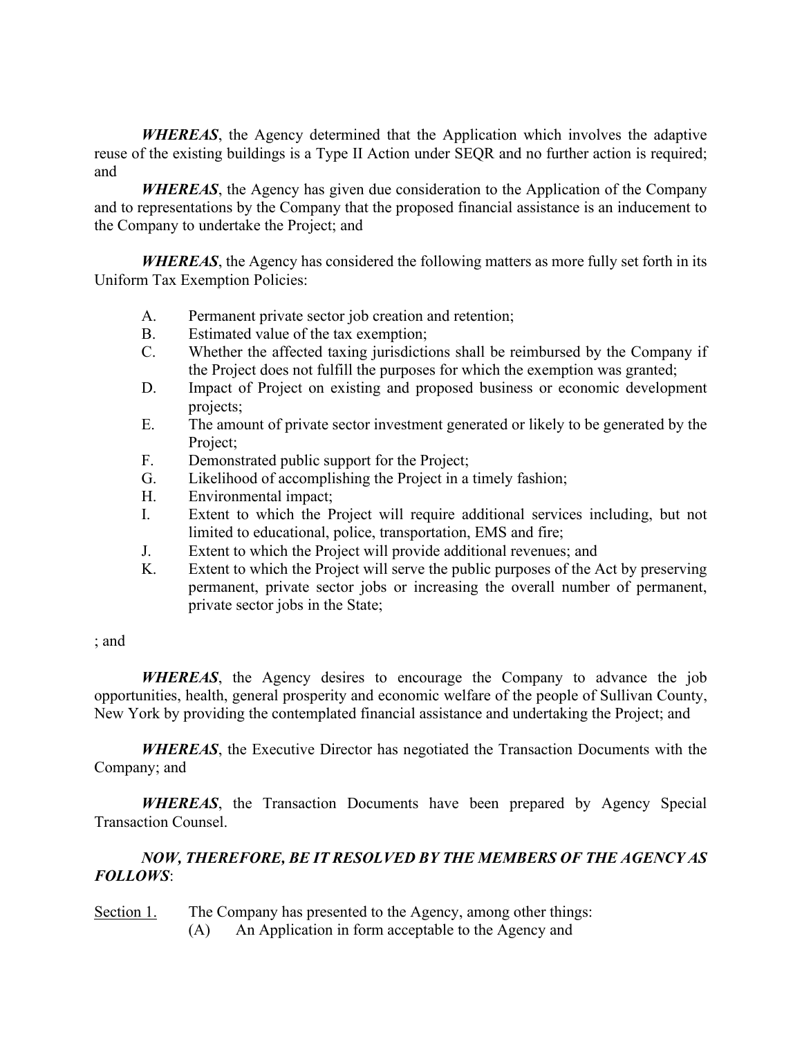***WHEREAS***, the Agency determined that the Application which involves the adaptive reuse of the existing buildings is a Type II Action under SEQR and no further action is required; and

***WHEREAS***, the Agency has given due consideration to the Application of the Company and to representations by the Company that the proposed financial assistance is an inducement to the Company to undertake the Project; and

***WHEREAS***, the Agency has considered the following matters as more fully set forth in its Uniform Tax Exemption Policies:

A. Permanent private sector job creation and retention;
B. Estimated value of the tax exemption;
C. Whether the affected taxing jurisdictions shall be reimbursed by the Company if the Project does not fulfill the purposes for which the exemption was granted;
D. Impact of Project on existing and proposed business or economic development projects;
E. The amount of private sector investment generated or likely to be generated by the Project;
F. Demonstrated public support for the Project;
G. Likelihood of accomplishing the Project in a timely fashion;
H. Environmental impact;
I. Extent to which the Project will require additional services including, but not limited to educational, police, transportation, EMS and fire;
J. Extent to which the Project will provide additional revenues; and
K. Extent to which the Project will serve the public purposes of the Act by preserving permanent, private sector jobs or increasing the overall number of permanent, private sector jobs in the State;

; and

***WHEREAS***, the Agency desires to encourage the Company to advance the job opportunities, health, general prosperity and economic welfare of the people of Sullivan County, New York by providing the contemplated financial assistance and undertaking the Project; and

***WHEREAS***, the Executive Director has negotiated the Transaction Documents with the Company; and

***WHEREAS***, the Transaction Documents have been prepared by Agency Special Transaction Counsel.

***NOW, THEREFORE, BE IT RESOLVED BY THE MEMBERS OF THE AGENCY AS FOLLOWS***:

Section 1. The Company has presented to the Agency, among other things:

(A) An Application in form acceptable to the Agency and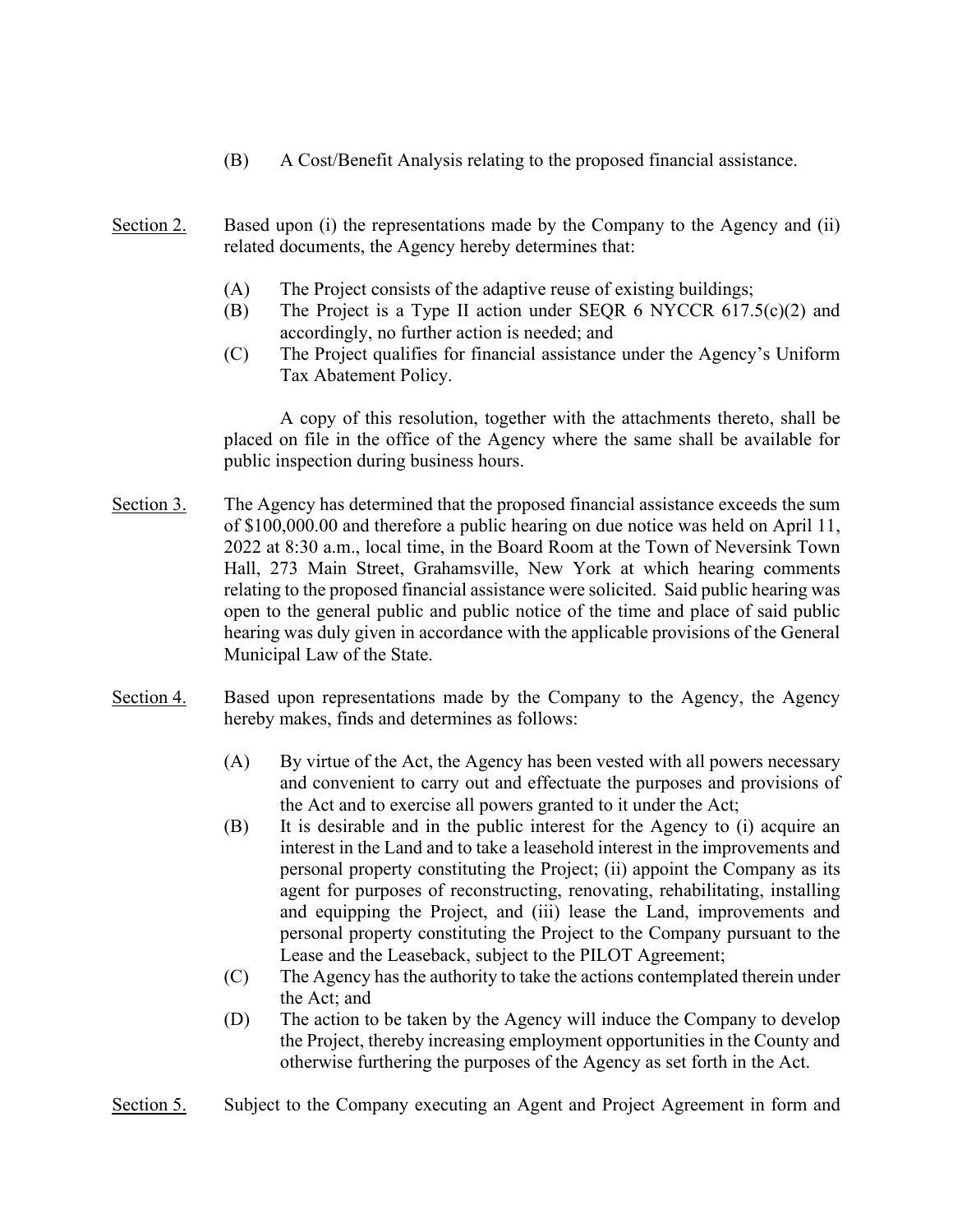(B) A Cost/Benefit Analysis relating to the proposed financial assistance.

Section 2. Based upon (i) the representations made by the Company to the Agency and (ii) related documents, the Agency hereby determines that:

(A) The Project consists of the adaptive reuse of existing buildings;
(B) The Project is a Type II action under SEQR 6 NYCCR 617.5(c)(2) and accordingly, no further action is needed; and
(C) The Project qualifies for financial assistance under the Agency's Uniform Tax Abatement Policy.

A copy of this resolution, together with the attachments thereto, shall be placed on file in the office of the Agency where the same shall be available for public inspection during business hours.

Section 3. The Agency has determined that the proposed financial assistance exceeds the sum of $100,000.00 and therefore a public hearing on due notice was held on April 11, 2022 at 8:30 a.m., local time, in the Board Room at the Town of Neversink Town Hall, 273 Main Street, Grahamsville, New York at which hearing comments relating to the proposed financial assistance were solicited. Said public hearing was open to the general public and public notice of the time and place of said public hearing was duly given in accordance with the applicable provisions of the General Municipal Law of the State.

Section 4. Based upon representations made by the Company to the Agency, the Agency hereby makes, finds and determines as follows:

(A) By virtue of the Act, the Agency has been vested with all powers necessary and convenient to carry out and effectuate the purposes and provisions of the Act and to exercise all powers granted to it under the Act;
(B) It is desirable and in the public interest for the Agency to (i) acquire an interest in the Land and to take a leasehold interest in the improvements and personal property constituting the Project; (ii) appoint the Company as its agent for purposes of reconstructing, renovating, rehabilitating, installing and equipping the Project, and (iii) lease the Land, improvements and personal property constituting the Project to the Company pursuant to the Lease and the Leaseback, subject to the PILOT Agreement;
(C) The Agency has the authority to take the actions contemplated therein under the Act; and
(D) The action to be taken by the Agency will induce the Company to develop the Project, thereby increasing employment opportunities in the County and otherwise furthering the purposes of the Agency as set forth in the Act.

Section 5. Subject to the Company executing an Agent and Project Agreement in form and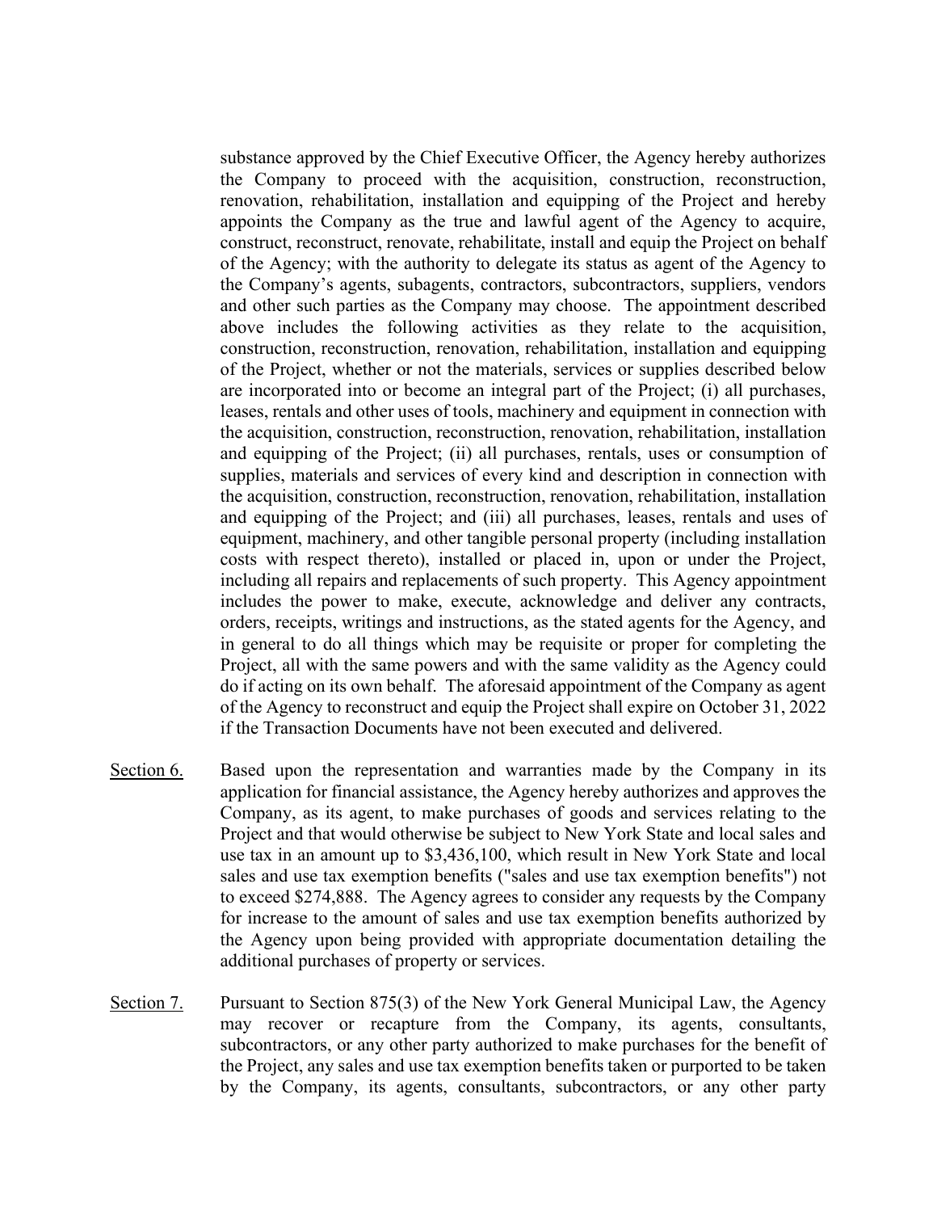substance approved by the Chief Executive Officer, the Agency hereby authorizes the Company to proceed with the acquisition, construction, reconstruction, renovation, rehabilitation, installation and equipping of the Project and hereby appoints the Company as the true and lawful agent of the Agency to acquire, construct, reconstruct, renovate, rehabilitate, install and equip the Project on behalf of the Agency; with the authority to delegate its status as agent of the Agency to the Company's agents, subagents, contractors, subcontractors, suppliers, vendors and other such parties as the Company may choose. The appointment described above includes the following activities as they relate to the acquisition, construction, reconstruction, renovation, rehabilitation, installation and equipping of the Project, whether or not the materials, services or supplies described below are incorporated into or become an integral part of the Project; (i) all purchases, leases, rentals and other uses of tools, machinery and equipment in connection with the acquisition, construction, reconstruction, renovation, rehabilitation, installation and equipping of the Project; (ii) all purchases, rentals, uses or consumption of supplies, materials and services of every kind and description in connection with the acquisition, construction, reconstruction, renovation, rehabilitation, installation and equipping of the Project; and (iii) all purchases, leases, rentals and uses of equipment, machinery, and other tangible personal property (including installation costs with respect thereto), installed or placed in, upon or under the Project, including all repairs and replacements of such property. This Agency appointment includes the power to make, execute, acknowledge and deliver any contracts, orders, receipts, writings and instructions, as the stated agents for the Agency, and in general to do all things which may be requisite or proper for completing the Project, all with the same powers and with the same validity as the Agency could do if acting on its own behalf. The aforesaid appointment of the Company as agent of the Agency to reconstruct and equip the Project shall expire on October 31, 2022 if the Transaction Documents have not been executed and delivered.

Section 6. Based upon the representation and warranties made by the Company in its application for financial assistance, the Agency hereby authorizes and approves the Company, as its agent, to make purchases of goods and services relating to the Project and that would otherwise be subject to New York State and local sales and use tax in an amount up to $3,436,100, which result in New York State and local sales and use tax exemption benefits ("sales and use tax exemption benefits") not to exceed $274,888. The Agency agrees to consider any requests by the Company for increase to the amount of sales and use tax exemption benefits authorized by the Agency upon being provided with appropriate documentation detailing the additional purchases of property or services.

Section 7. Pursuant to Section 875(3) of the New York General Municipal Law, the Agency may recover or recapture from the Company, its agents, consultants, subcontractors, or any other party authorized to make purchases for the benefit of the Project, any sales and use tax exemption benefits taken or purported to be taken by the Company, its agents, consultants, subcontractors, or any other party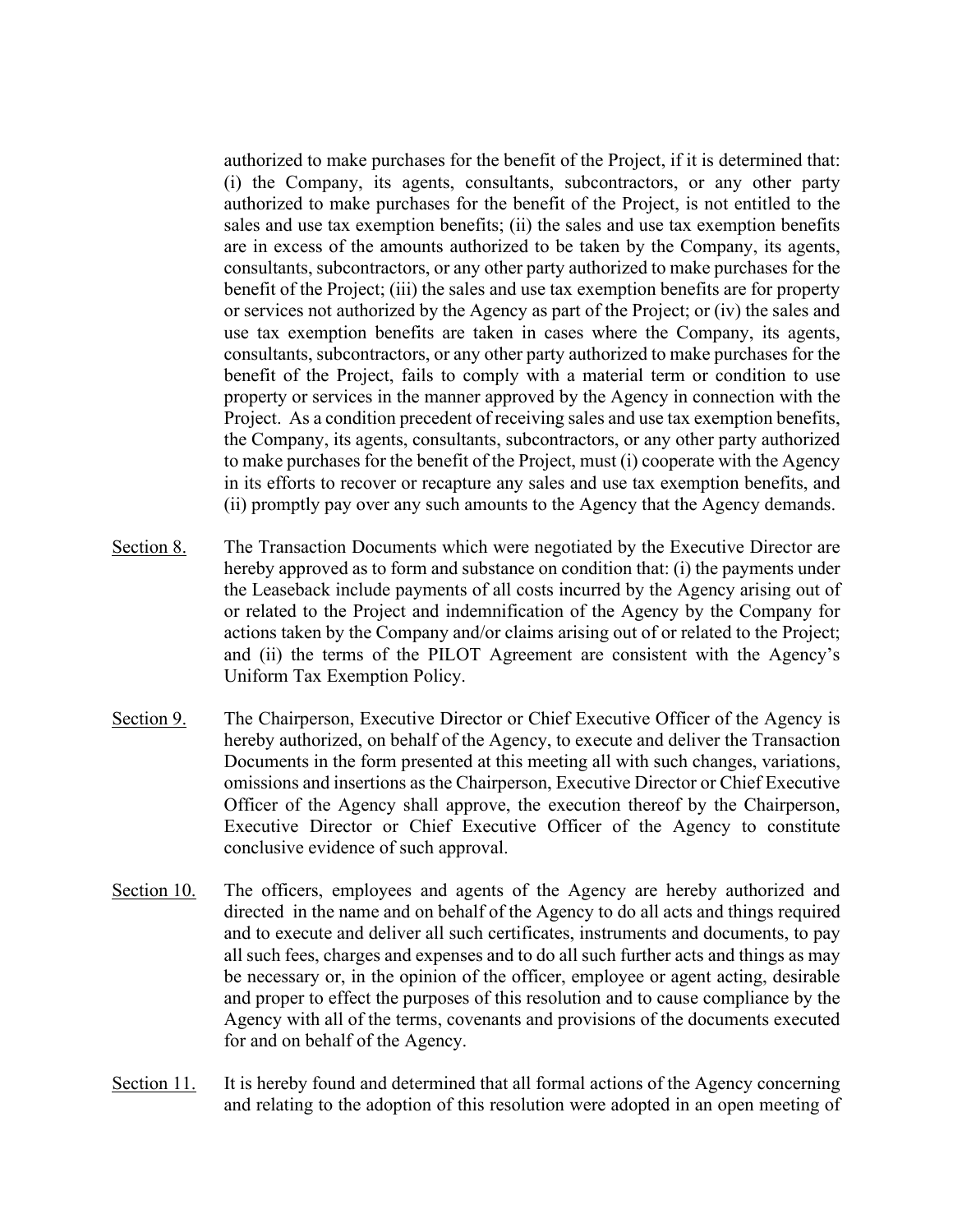authorized to make purchases for the benefit of the Project, if it is determined that: (i) the Company, its agents, consultants, subcontractors, or any other party authorized to make purchases for the benefit of the Project, is not entitled to the sales and use tax exemption benefits; (ii) the sales and use tax exemption benefits are in excess of the amounts authorized to be taken by the Company, its agents, consultants, subcontractors, or any other party authorized to make purchases for the benefit of the Project; (iii) the sales and use tax exemption benefits are for property or services not authorized by the Agency as part of the Project; or (iv) the sales and use tax exemption benefits are taken in cases where the Company, its agents, consultants, subcontractors, or any other party authorized to make purchases for the benefit of the Project, fails to comply with a material term or condition to use property or services in the manner approved by the Agency in connection with the Project. As a condition precedent of receiving sales and use tax exemption benefits, the Company, its agents, consultants, subcontractors, or any other party authorized to make purchases for the benefit of the Project, must (i) cooperate with the Agency in its efforts to recover or recapture any sales and use tax exemption benefits, and (ii) promptly pay over any such amounts to the Agency that the Agency demands.

Section 8. The Transaction Documents which were negotiated by the Executive Director are hereby approved as to form and substance on condition that: (i) the payments under the Leaseback include payments of all costs incurred by the Agency arising out of or related to the Project and indemnification of the Agency by the Company for actions taken by the Company and/or claims arising out of or related to the Project; and (ii) the terms of the PILOT Agreement are consistent with the Agency's Uniform Tax Exemption Policy.

Section 9. The Chairperson, Executive Director or Chief Executive Officer of the Agency is hereby authorized, on behalf of the Agency, to execute and deliver the Transaction Documents in the form presented at this meeting all with such changes, variations, omissions and insertions as the Chairperson, Executive Director or Chief Executive Officer of the Agency shall approve, the execution thereof by the Chairperson, Executive Director or Chief Executive Officer of the Agency to constitute conclusive evidence of such approval.

Section 10. The officers, employees and agents of the Agency are hereby authorized and directed in the name and on behalf of the Agency to do all acts and things required and to execute and deliver all such certificates, instruments and documents, to pay all such fees, charges and expenses and to do all such further acts and things as may be necessary or, in the opinion of the officer, employee or agent acting, desirable and proper to effect the purposes of this resolution and to cause compliance by the Agency with all of the terms, covenants and provisions of the documents executed for and on behalf of the Agency.

Section 11. It is hereby found and determined that all formal actions of the Agency concerning and relating to the adoption of this resolution were adopted in an open meeting of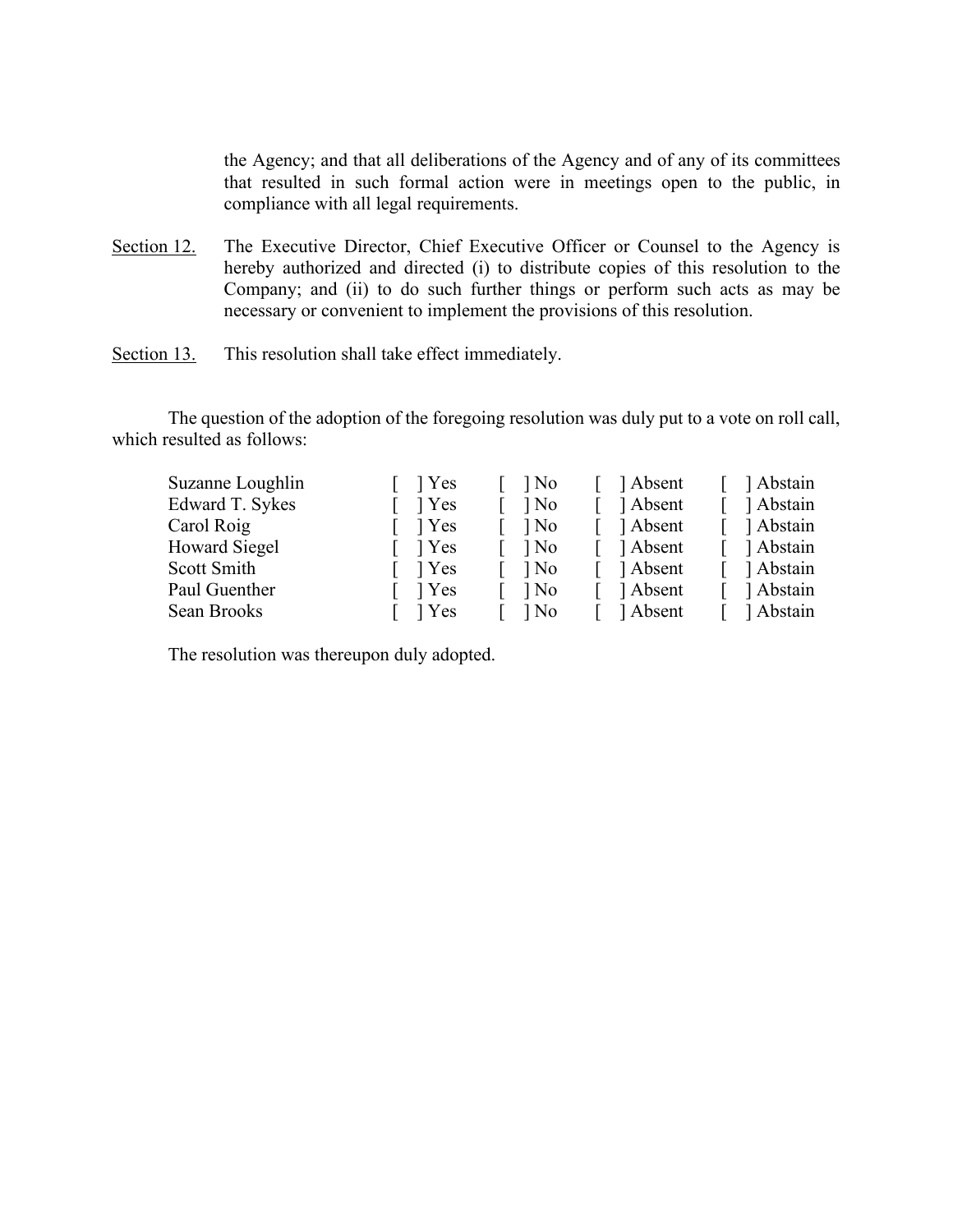the Agency; and that all deliberations of the Agency and of any of its committees that resulted in such formal action were in meetings open to the public, in compliance with all legal requirements.

<u>Section 12.</u> The Executive Director, Chief Executive Officer or Counsel to the Agency is hereby authorized and directed (i) to distribute copies of this resolution to the Company; and (ii) to do such further things or perform such acts as may be necessary or convenient to implement the provisions of this resolution.

<u>Section 13.</u> This resolution shall take effect immediately.

The question of the adoption of the foregoing resolution was duly put to a vote on roll call, which resulted as follows:

| | | | | |
|---|---|---|---|---|
| Suzanne Loughlin | [ ] Yes | [ ] No | [ ] Absent | [ ] Abstain |
| Edward T. Sykes | [ ] Yes | [ ] No | [ ] Absent | [ ] Abstain |
| Carol Roig | [ ] Yes | [ ] No | [ ] Absent | [ ] Abstain |
| Howard Siegel | [ ] Yes | [ ] No | [ ] Absent | [ ] Abstain |
| Scott Smith | [ ] Yes | [ ] No | [ ] Absent | [ ] Abstain |
| Paul Guenther | [ ] Yes | [ ] No | [ ] Absent | [ ] Abstain |
| Sean Brooks | [ ] Yes | [ ] No | [ ] Absent | [ ] Abstain |

The resolution was thereupon duly adopted.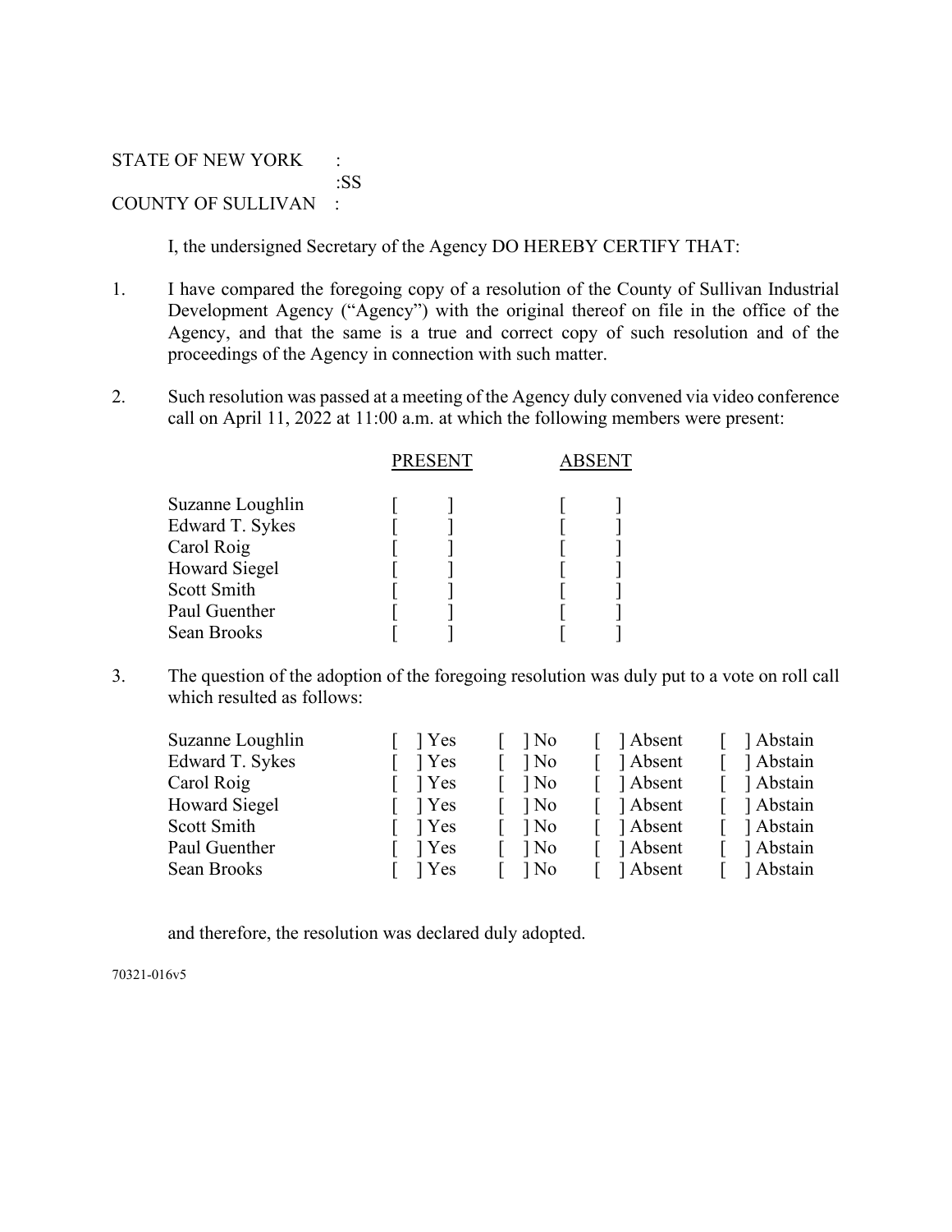STATE OF NEW YORK :
:SS
COUNTY OF SULLIVAN :

I, the undersigned Secretary of the Agency DO HEREBY CERTIFY THAT:

1. I have compared the foregoing copy of a resolution of the County of Sullivan Industrial Development Agency ("Agency") with the original thereof on file in the office of the Agency, and that the same is a true and correct copy of such resolution and of the proceedings of the Agency in connection with such matter.

2. Such resolution was passed at a meeting of the Agency duly convened via video conference call on April 11, 2022 at 11:00 a.m. at which the following members were present:

| | PRESENT | ABSENT |
|---|---|---|
| Suzanne Loughlin | [ ] | [ ] |
| Edward T. Sykes | [ ] | [ ] |
| Carol Roig | [ ] | [ ] |
| Howard Siegel | [ ] | [ ] |
| Scott Smith | [ ] | [ ] |
| Paul Guenther | [ ] | [ ] |
| Sean Brooks | [ ] | [ ] |

3. The question of the adoption of the foregoing resolution was duly put to a vote on roll call which resulted as follows:

| | | | | |
|---|---|---|---|---|
| Suzanne Loughlin | [ ] Yes | [ ] No | [ ] Absent | [ ] Abstain |
| Edward T. Sykes | [ ] Yes | [ ] No | [ ] Absent | [ ] Abstain |
| Carol Roig | [ ] Yes | [ ] No | [ ] Absent | [ ] Abstain |
| Howard Siegel | [ ] Yes | [ ] No | [ ] Absent | [ ] Abstain |
| Scott Smith | [ ] Yes | [ ] No | [ ] Absent | [ ] Abstain |
| Paul Guenther | [ ] Yes | [ ] No | [ ] Absent | [ ] Abstain |
| Sean Brooks | [ ] Yes | [ ] No | [ ] Absent | [ ] Abstain |

and therefore, the resolution was declared duly adopted.

70321-016v5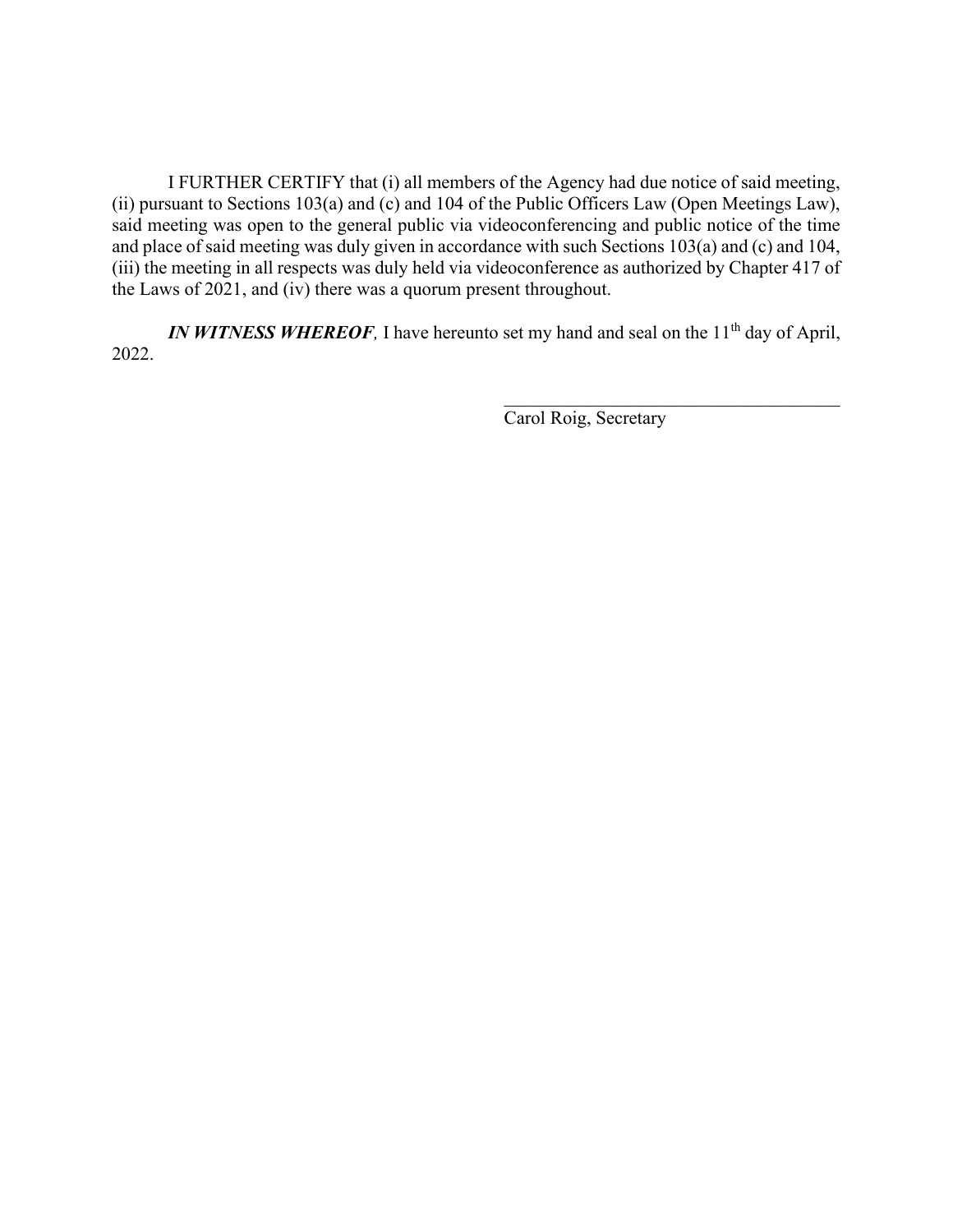I FURTHER CERTIFY that (i) all members of the Agency had due notice of said meeting, (ii) pursuant to Sections 103(a) and (c) and 104 of the Public Officers Law (Open Meetings Law), said meeting was open to the general public via videoconferencing and public notice of the time and place of said meeting was duly given in accordance with such Sections 103(a) and (c) and 104, (iii) the meeting in all respects was duly held via videoconference as authorized by Chapter 417 of the Laws of 2021, and (iv) there was a quorum present throughout.

***IN WITNESS WHEREOF***, I have hereunto set my hand and seal on the 11th day of April, 2022.

\_\_\_\_\_\_\_\_\_\_\_\_\_\_\_\_\_\_\_\_\_\_\_\_\_\_\_\_\_\_\_\_\_\_\_\_

Carol Roig, Secretary